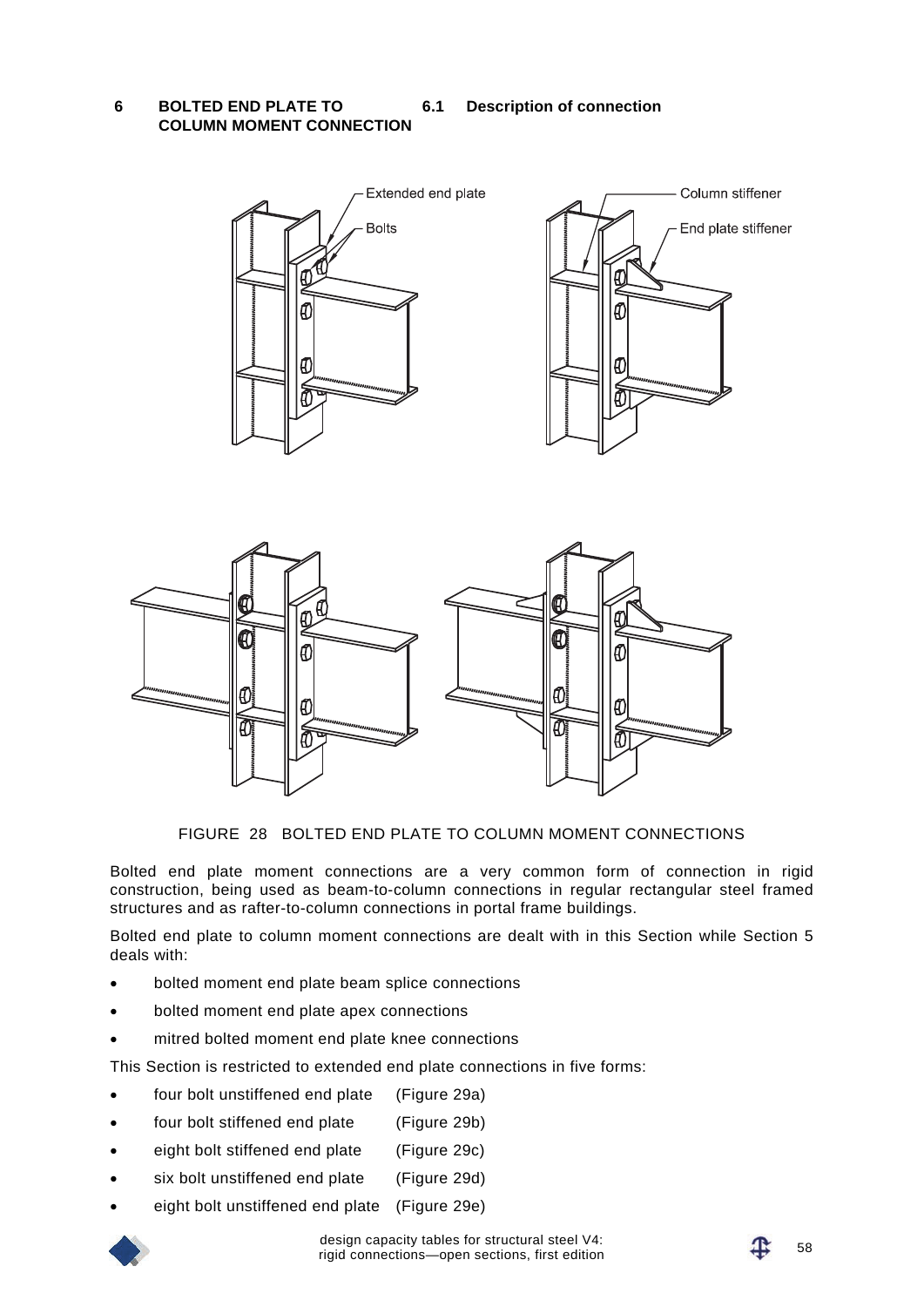## 6 BOLTED END PLATE TO COLUMN MOMENT CONNECTION

### 6.1 Description of connection

FIGURE 28 BOLTED END PLATE TO COLUMN MOMENT CONNECTIONS

Bolted end plate moment connections are a very common form of connection in rigid construction, being used as beam-to-column connections in regular rectangular steel framed structures and as rafter-to-column connections in portal frame buildings.

Bolted end plate to column moment connections are dealt with in this Section while Section 5 deals with:

- bolted moment end plate beam splice connections
- bolted moment end plate apex connections
- mitred bolted moment end plate knee connections

This Section is restricted to extended end plate connections in five forms:

- four bolt unstiffened end plate (Figure 29a)
- four bolt stiffened end plate (Figure 29b)
- eight bolt stiffened end plate (Figure 29c)
- six bolt unstiffened end plate (Figure 29d)
- eight bolt unstiffened end plate (Figure 29e)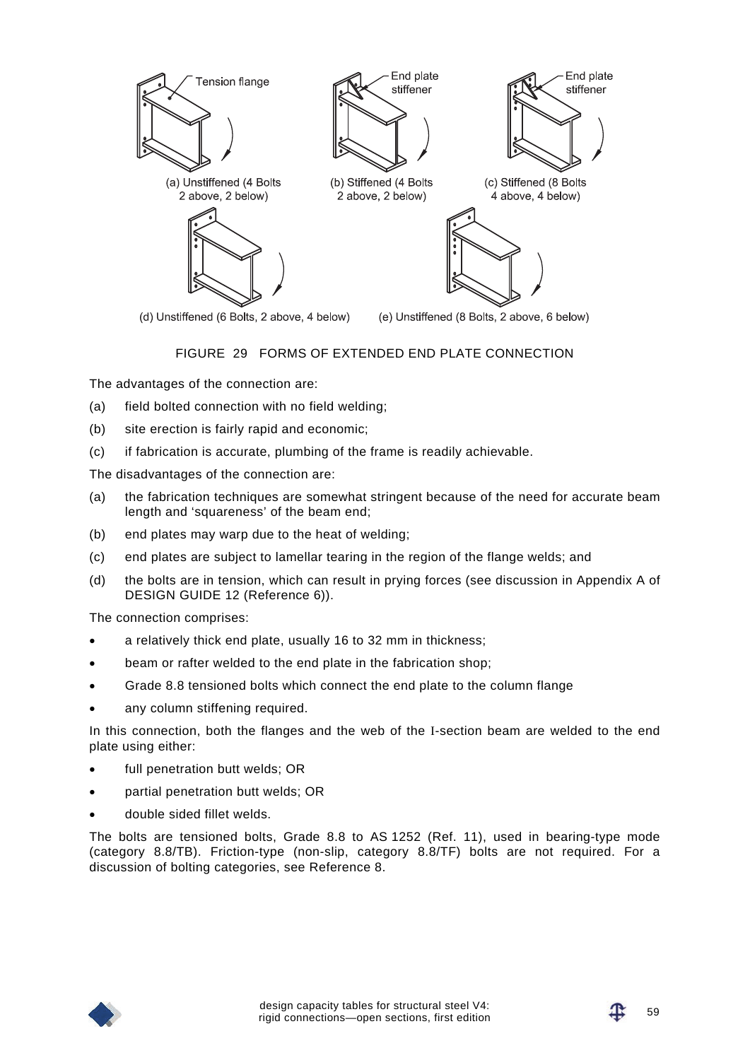(a) Unstiffened (4 Bolts 2 above, 2 below)

(b) Stiffened (4 Bolts 2 above, 2 below)

(c) Stiffened (8 Bolts 4 above, 4 below)

(d) Unstiffened (6 Bolts, 2 above, 4 below)

(e) Unstiffened (8 Bolts, 2 above, 6 below)

FIGURE 29 FORMS OF EXTENDED END PLATE CONNECTION

The advantages of the connection are:

(a) field bolted connection with no field welding;

(b) site erection is fairly rapid and economic;

(c) if fabrication is accurate, plumbing of the frame is readily achievable.

The disadvantages of the connection are:

(a) the fabrication techniques are somewhat stringent because of the need for accurate beam length and 'squareness' of the beam end;

(b) end plates may warp due to the heat of welding;

(c) end plates are subject to lamellar tearing in the region of the flange welds; and

(d) the bolts are in tension, which can result in prying forces (see discussion in Appendix A of DESIGN GUIDE 12 (Reference 6)).

The connection comprises:

- a relatively thick end plate, usually 16 to 32 mm in thickness;
- beam or rafter welded to the end plate in the fabrication shop;
- Grade 8.8 tensioned bolts which connect the end plate to the column flange
- any column stiffening required.

In this connection, both the flanges and the web of the I-section beam are welded to the end plate using either:

- full penetration butt welds; OR
- partial penetration butt welds; OR
- double sided fillet welds.

The bolts are tensioned bolts, Grade 8.8 to AS 1252 (Ref. 11), used in bearing-type mode (category 8.8/TB). Friction-type (non-slip, category 8.8/TF) bolts are not required. For a discussion of bolting categories, see Reference 8.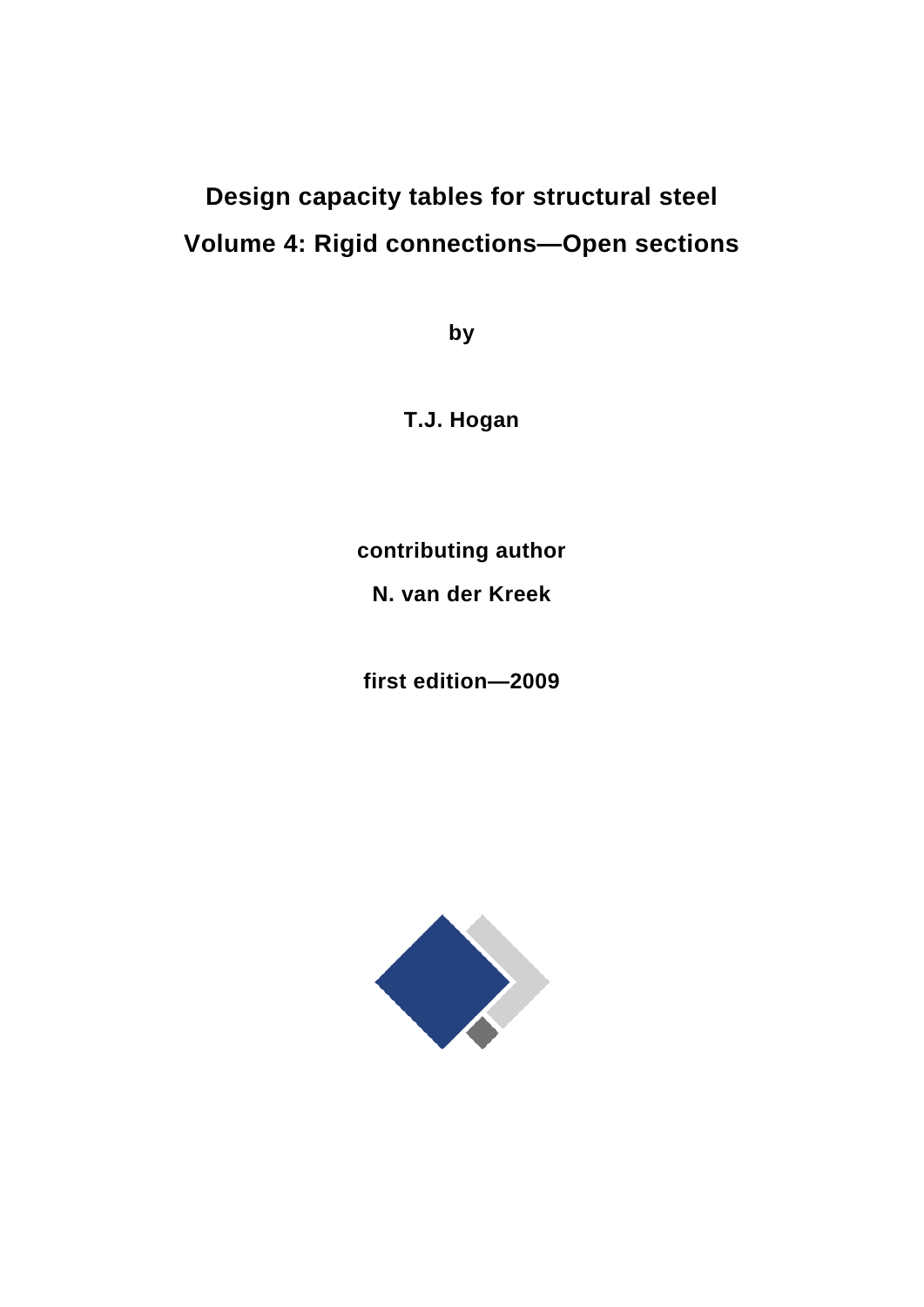# Design capacity tables for structural steel

# Volume 4: Rigid connections—Open sections

**by**

**T.J. Hogan**

**contributing author**

**N. van der Kreek**

**first edition—2009**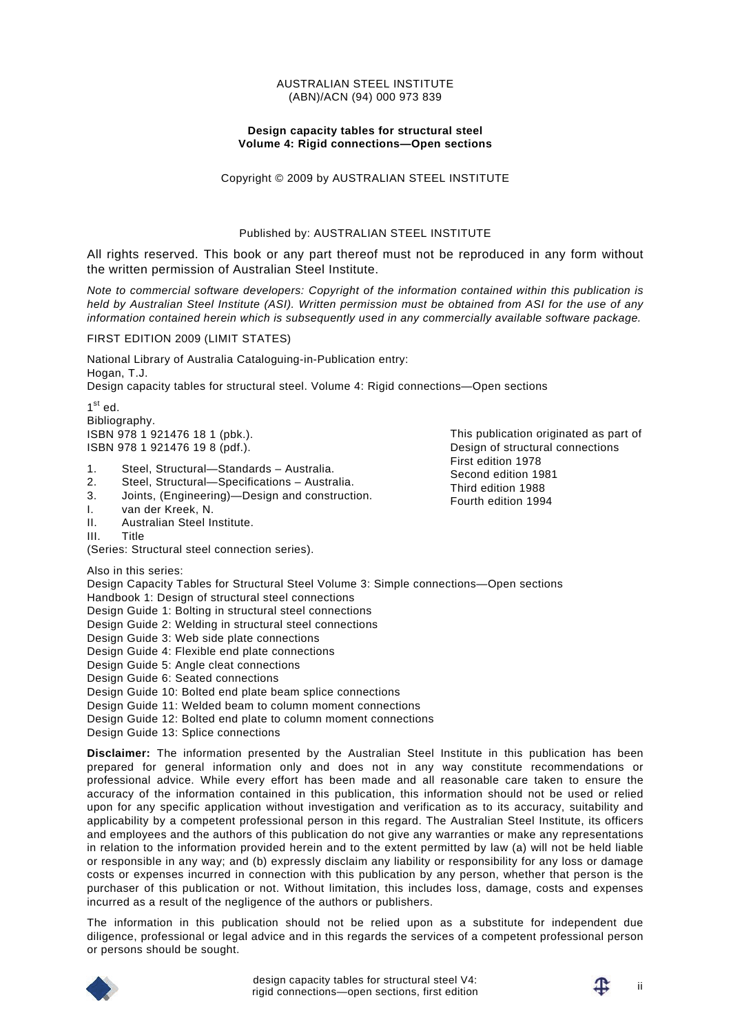AUSTRALIAN STEEL INSTITUTE
(ABN)/ACN (94) 000 973 839

**Design capacity tables for structural steel**
**Volume 4: Rigid connections—Open sections**

Copyright © 2009 by AUSTRALIAN STEEL INSTITUTE

Published by: AUSTRALIAN STEEL INSTITUTE

All rights reserved. This book or any part thereof must not be reproduced in any form without the written permission of Australian Steel Institute.

*Note to commercial software developers: Copyright of the information contained within this publication is held by Australian Steel Institute (ASI). Written permission must be obtained from ASI for the use of any information contained herein which is subsequently used in any commercially available software package.*

FIRST EDITION 2009 (LIMIT STATES)

National Library of Australia Cataloguing-in-Publication entry:
Hogan, T.J.
Design capacity tables for structural steel. Volume 4: Rigid connections—Open sections

1st ed.
Bibliography.
ISBN 978 1 921476 18 1 (pbk.).
ISBN 978 1 921476 19 8 (pdf.).

1. Steel, Structural—Standards – Australia.
2. Steel, Structural—Specifications – Australia.
3. Joints, (Engineering)—Design and construction.

I. van der Kreek, N.
II. Australian Steel Institute.
III. Title

(Series: Structural steel connection series).

This publication originated as part of Design of structural connections
First edition 1978
Second edition 1981
Third edition 1988
Fourth edition 1994

Also in this series:
Design Capacity Tables for Structural Steel Volume 3: Simple connections—Open sections
Handbook 1: Design of structural steel connections
Design Guide 1: Bolting in structural steel connections
Design Guide 2: Welding in structural steel connections
Design Guide 3: Web side plate connections
Design Guide 4: Flexible end plate connections
Design Guide 5: Angle cleat connections
Design Guide 6: Seated connections
Design Guide 10: Bolted end plate beam splice connections
Design Guide 11: Welded beam to column moment connections
Design Guide 12: Bolted end plate to column moment connections
Design Guide 13: Splice connections

**Disclaimer:** The information presented by the Australian Steel Institute in this publication has been prepared for general information only and does not in any way constitute recommendations or professional advice. While every effort has been made and all reasonable care taken to ensure the accuracy of the information contained in this publication, this information should not be used or relied upon for any specific application without investigation and verification as to its accuracy, suitability and applicability by a competent professional person in this regard. The Australian Steel Institute, its officers and employees and the authors of this publication do not give any warranties or make any representations in relation to the information provided herein and to the extent permitted by law (a) will not be held liable or responsible in any way; and (b) expressly disclaim any liability or responsibility for any loss or damage costs or expenses incurred in connection with this publication by any person, whether that person is the purchaser of this publication or not. Without limitation, this includes loss, damage, costs and expenses incurred as a result of the negligence of the authors or publishers.

The information in this publication should not be relied upon as a substitute for independent due diligence, professional or legal advice and in this regards the services of a competent professional person or persons should be sought.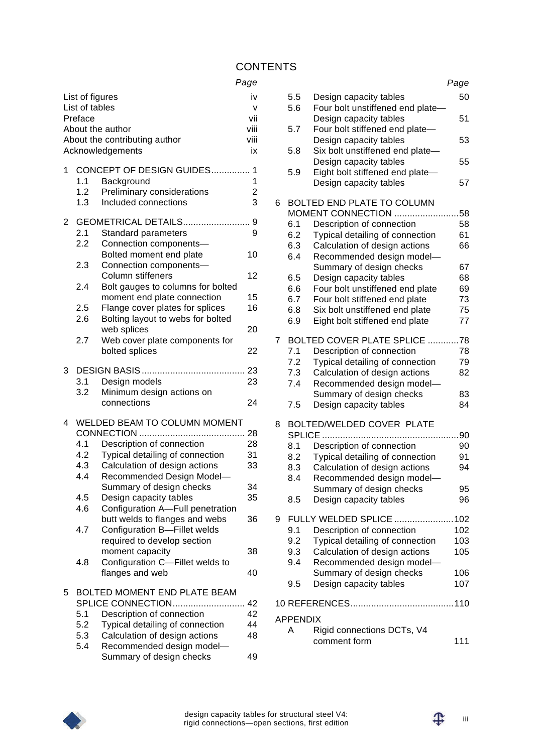# CONTENTS

| | | Page |
|---|---|---|
| List of figures | | iv |
| List of tables | | v |
| Preface | | vii |
| About the author | | viii |
| About the contributing author | | viii |
| Acknowledgements | | ix |
| **1** | **CONCEPT OF DESIGN GUIDES** | **1** |
| 1.1 | Background | 1 |
| 1.2 | Preliminary considerations | 2 |
| 1.3 | Included connections | 3 |
| **2** | **GEOMETRICAL DETAILS** | **9** |
| 2.1 | Standard parameters | 9 |
| 2.2 | Connection components—Bolted moment end plate | 10 |
| 2.3 | Connection components—Column stiffeners | 12 |
| 2.4 | Bolt gauges to columns for bolted moment end plate connection | 15 |
| 2.5 | Flange cover plates for splices | 16 |
| 2.6 | Bolting layout to webs for bolted web splices | 20 |
| 2.7 | Web cover plate components for bolted splices | 22 |
| **3** | **DESIGN BASIS** | **23** |
| 3.1 | Design models | 23 |
| 3.2 | Minimum design actions on connections | 24 |
| **4** | **WELDED BEAM TO COLUMN MOMENT CONNECTION** | **28** |
| 4.1 | Description of connection | 28 |
| 4.2 | Typical detailing of connection | 31 |
| 4.3 | Calculation of design actions | 33 |
| 4.4 | Recommended Design Model—Summary of design checks | 34 |
| 4.5 | Design capacity tables | 35 |
| 4.6 | Configuration A—Full penetration butt welds to flanges and webs | 36 |
| 4.7 | Configuration B—Fillet welds required to develop section moment capacity | 38 |
| 4.8 | Configuration C—Fillet welds to flanges and web | 40 |
| **5** | **BOLTED MOMENT END PLATE BEAM SPLICE CONNECTION** | **42** |
| 5.1 | Description of connection | 42 |
| 5.2 | Typical detailing of connection | 44 |
| 5.3 | Calculation of design actions | 48 |
| 5.4 | Recommended design model—Summary of design checks | 49 |
| 5.5 | Design capacity tables | 50 |
| 5.6 | Four bolt unstiffened end plate—Design capacity tables | 51 |
| 5.7 | Four bolt stiffened end plate—Design capacity tables | 53 |
| 5.8 | Six bolt unstiffened end plate—Design capacity tables | 55 |
| 5.9 | Eight bolt stiffened end plate—Design capacity tables | 57 |
| **6** | **BOLTED END PLATE TO COLUMN MOMENT CONNECTION** | **58** |
| 6.1 | Description of connection | 58 |
| 6.2 | Typical detailing of connection | 61 |
| 6.3 | Calculation of design actions | 66 |
| 6.4 | Recommended design model—Summary of design checks | 67 |
| 6.5 | Design capacity tables | 68 |
| 6.6 | Four bolt unstiffened end plate | 69 |
| 6.7 | Four bolt stiffened end plate | 73 |
| 6.8 | Six bolt unstiffened end plate | 75 |
| 6.9 | Eight bolt stiffened end plate | 77 |
| **7** | **BOLTED COVER PLATE SPLICE** | **78** |
| 7.1 | Description of connection | 78 |
| 7.2 | Typical detailing of connection | 79 |
| 7.3 | Calculation of design actions | 82 |
| 7.4 | Recommended design model—Summary of design checks | 83 |
| 7.5 | Design capacity tables | 84 |
| **8** | **BOLTED/WELDED COVER PLATE SPLICE** | **90** |
| 8.1 | Description of connection | 90 |
| 8.2 | Typical detailing of connection | 91 |
| 8.3 | Calculation of design actions | 94 |
| 8.4 | Recommended design model—Summary of design checks | 95 |
| 8.5 | Design capacity tables | 96 |
| **9** | **FULLY WELDED SPLICE** | **102** |
| 9.1 | Description of connection | 102 |
| 9.2 | Typical detailing of connection | 103 |
| 9.3 | Calculation of design actions | 105 |
| 9.4 | Recommended design model—Summary of design checks | 106 |
| 9.5 | Design capacity tables | 107 |
| **10** | **REFERENCES** | **110** |
| **APPENDIX** | | |
| A | Rigid connections DCTs, V4 comment form | 111 |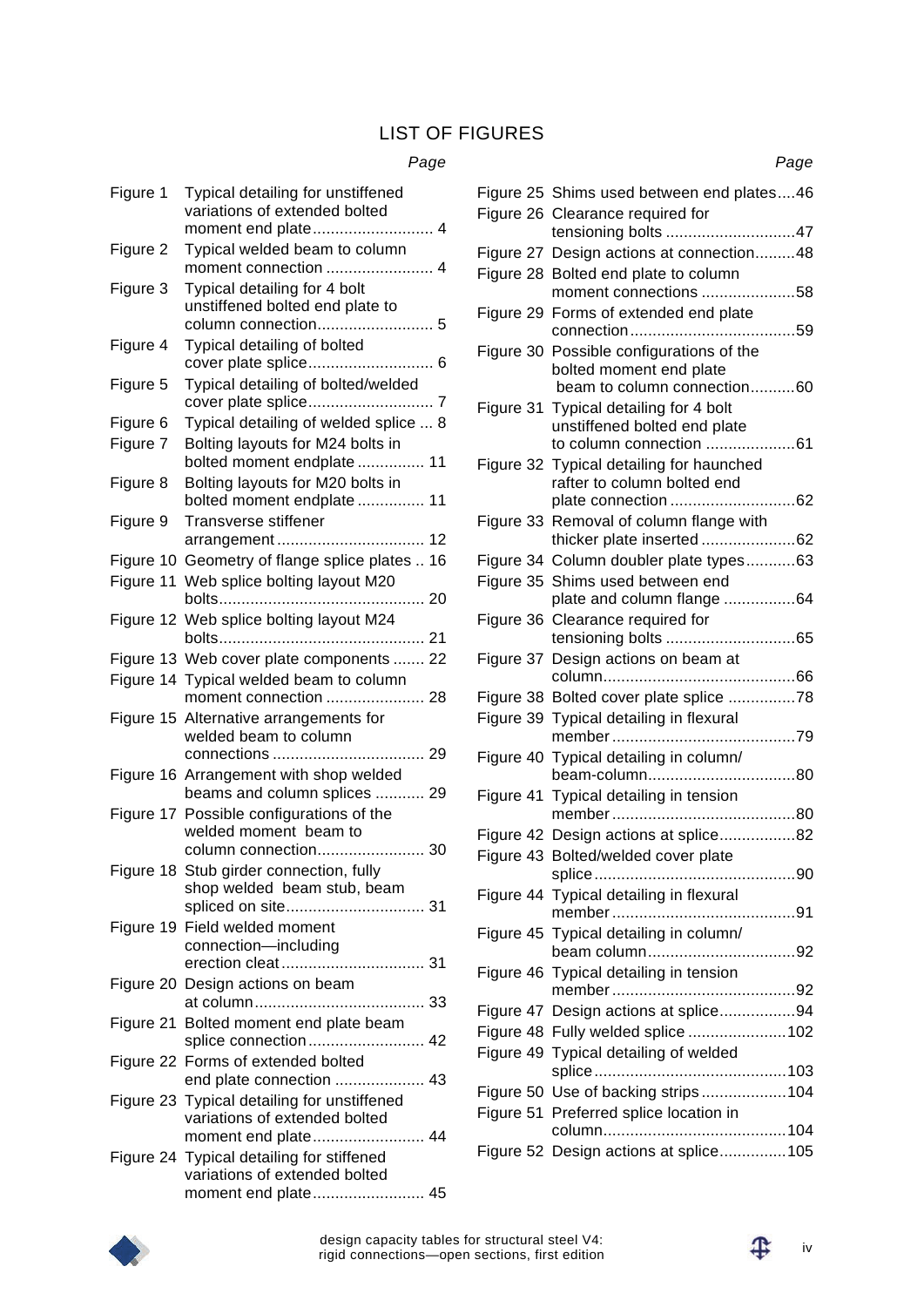# LIST OF FIGURES

| | | Page |
|---|---|---|
| Figure 1 | Typical detailing for unstiffened variations of extended bolted moment end plate | 4 |
| Figure 2 | Typical welded beam to column moment connection | 4 |
| Figure 3 | Typical detailing for 4 bolt unstiffened bolted end plate to column connection | 5 |
| Figure 4 | Typical detailing of bolted cover plate splice | 6 |
| Figure 5 | Typical detailing of bolted/welded cover plate splice | 7 |
| Figure 6 | Typical detailing of welded splice | 8 |
| Figure 7 | Bolting layouts for M24 bolts in bolted moment endplate | 11 |
| Figure 8 | Bolting layouts for M20 bolts in bolted moment endplate | 11 |
| Figure 9 | Transverse stiffener arrangement | 12 |
| Figure 10 | Geometry of flange splice plates | 16 |
| Figure 11 | Web splice bolting layout M20 bolts | 20 |
| Figure 12 | Web splice bolting layout M24 bolts | 21 |
| Figure 13 | Web cover plate components | 22 |
| Figure 14 | Typical welded beam to column moment connection | 28 |
| Figure 15 | Alternative arrangements for welded beam to column connections | 29 |
| Figure 16 | Arrangement with shop welded beams and column splices | 29 |
| Figure 17 | Possible configurations of the welded moment beam to column connection | 30 |
| Figure 18 | Stub girder connection, fully shop welded beam stub, beam spliced on site | 31 |
| Figure 19 | Field welded moment connection—including erection cleat | 31 |
| Figure 20 | Design actions on beam at column | 33 |
| Figure 21 | Bolted moment end plate beam splice connection | 42 |
| Figure 22 | Forms of extended bolted end plate connection | 43 |
| Figure 23 | Typical detailing for unstiffened variations of extended bolted moment end plate | 44 |
| Figure 24 | Typical detailing for stiffened variations of extended bolted moment end plate | 45 |
| Figure 25 | Shims used between end plates | 46 |
| Figure 26 | Clearance required for tensioning bolts | 47 |
| Figure 27 | Design actions at connection | 48 |
| Figure 28 | Bolted end plate to column moment connections | 58 |
| Figure 29 | Forms of extended end plate connection | 59 |
| Figure 30 | Possible configurations of the bolted moment end plate beam to column connection | 60 |
| Figure 31 | Typical detailing for 4 bolt unstiffened bolted end plate to column connection | 61 |
| Figure 32 | Typical detailing for haunched rafter to column bolted end plate connection | 62 |
| Figure 33 | Removal of column flange with thicker plate inserted | 62 |
| Figure 34 | Column doubler plate types | 63 |
| Figure 35 | Shims used between end plate and column flange | 64 |
| Figure 36 | Clearance required for tensioning bolts | 65 |
| Figure 37 | Design actions on beam at column | 66 |
| Figure 38 | Bolted cover plate splice | 78 |
| Figure 39 | Typical detailing in flexural member | 79 |
| Figure 40 | Typical detailing in column/ beam-column | 80 |
| Figure 41 | Typical detailing in tension member | 80 |
| Figure 42 | Design actions at splice | 82 |
| Figure 43 | Bolted/welded cover plate splice | 90 |
| Figure 44 | Typical detailing in flexural member | 91 |
| Figure 45 | Typical detailing in column/ beam column | 92 |
| Figure 46 | Typical detailing in tension member | 92 |
| Figure 47 | Design actions at splice | 94 |
| Figure 48 | Fully welded splice | 102 |
| Figure 49 | Typical detailing of welded splice | 103 |
| Figure 50 | Use of backing strips | 104 |
| Figure 51 | Preferred splice location in column | 104 |
| Figure 52 | Design actions at splice | 105 |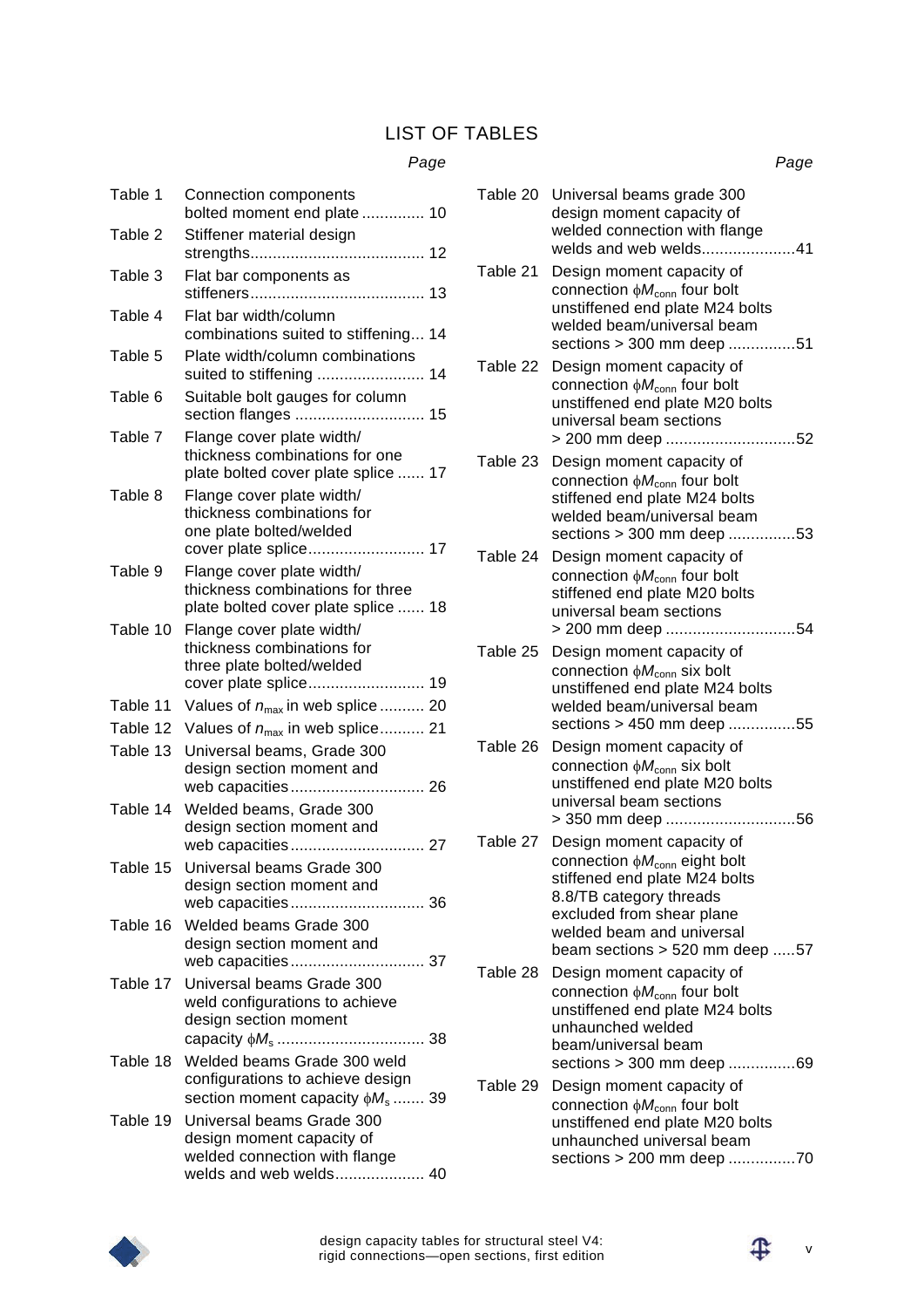# LIST OF TABLES

| | | Page |
|---|---|---|
| Table 1 | Connection components bolted moment end plate | 10 |
| Table 2 | Stiffener material design strengths | 12 |
| Table 3 | Flat bar components as stiffeners | 13 |
| Table 4 | Flat bar width/column combinations suited to stiffening | 14 |
| Table 5 | Plate width/column combinations suited to stiffening | 14 |
| Table 6 | Suitable bolt gauges for column section flanges | 15 |
| Table 7 | Flange cover plate width/ thickness combinations for one plate bolted cover plate splice | 17 |
| Table 8 | Flange cover plate width/ thickness combinations for one plate bolted/welded cover plate splice | 17 |
| Table 9 | Flange cover plate width/ thickness combinations for three plate bolted cover plate splice | 18 |
| Table 10 | Flange cover plate width/ thickness combinations for three plate bolted/welded cover plate splice | 19 |
| Table 11 | Values of $n_{max}$ in web splice | 20 |
| Table 12 | Values of $n_{max}$ in web splice | 21 |
| Table 13 | Universal beams, Grade 300 design section moment and web capacities | 26 |
| Table 14 | Welded beams, Grade 300 design section moment and web capacities | 27 |
| Table 15 | Universal beams Grade 300 design section moment and web capacities | 36 |
| Table 16 | Welded beams Grade 300 design section moment and web capacities | 37 |
| Table 17 | Universal beams Grade 300 weld configurations to achieve design section moment capacity $\phi M_s$ | 38 |
| Table 18 | Welded beams Grade 300 weld configurations to achieve design section moment capacity $\phi M_s$ | 39 |
| Table 19 | Universal beams Grade 300 design moment capacity of welded connection with flange welds and web welds | 40 |
| Table 20 | Universal beams grade 300 design moment capacity of welded connection with flange welds and web welds | 41 |
| Table 21 | Design moment capacity of connection $\phi M_{conn}$ four bolt unstiffened end plate M24 bolts welded beam/universal beam sections > 300 mm deep | 51 |
| Table 22 | Design moment capacity of connection $\phi M_{conn}$ four bolt unstiffened end plate M20 bolts universal beam sections > 200 mm deep | 52 |
| Table 23 | Design moment capacity of connection $\phi M_{conn}$ four bolt stiffened end plate M24 bolts welded beam/universal beam sections > 300 mm deep | 53 |
| Table 24 | Design moment capacity of connection $\phi M_{conn}$ four bolt stiffened end plate M20 bolts universal beam sections > 200 mm deep | 54 |
| Table 25 | Design moment capacity of connection $\phi M_{conn}$ six bolt unstiffened end plate M24 bolts welded beam/universal beam sections > 450 mm deep | 55 |
| Table 26 | Design moment capacity of connection $\phi M_{conn}$ six bolt unstiffened end plate M20 bolts universal beam sections > 350 mm deep | 56 |
| Table 27 | Design moment capacity of connection $\phi M_{conn}$ eight bolt stiffened end plate M24 bolts 8.8/TB category threads excluded from shear plane welded beam and universal beam sections > 520 mm deep | 57 |
| Table 28 | Design moment capacity of connection $\phi M_{conn}$ four bolt unstiffened end plate M24 bolts unhaunched welded beam/universal beam sections > 300 mm deep | 69 |
| Table 29 | Design moment capacity of connection $\phi M_{conn}$ four bolt unstiffened end plate M20 bolts unhaunched universal beam sections > 200 mm deep | 70 |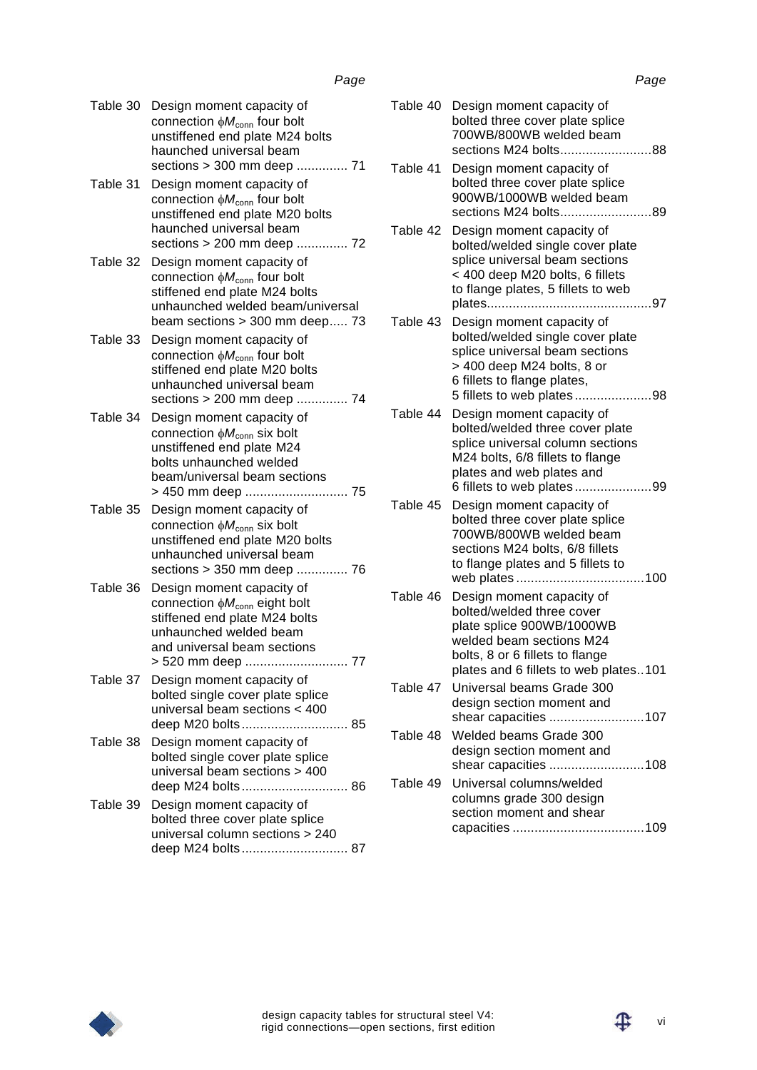| | | |
|---|---|---|
| | | Page |
| Table 30 | Design moment capacity of connection $\phi M_{conn}$ four bolt unstiffened end plate M24 bolts haunched universal beam sections > 300 mm deep | 71 |
| Table 31 | Design moment capacity of connection $\phi M_{conn}$ four bolt unstiffened end plate M20 bolts haunched universal beam sections > 200 mm deep | 72 |
| Table 32 | Design moment capacity of connection $\phi M_{conn}$ four bolt stiffened end plate M24 bolts unhaunched welded beam/universal beam sections > 300 mm deep | 73 |
| Table 33 | Design moment capacity of connection $\phi M_{conn}$ four bolt stiffened end plate M20 bolts unhaunched universal beam sections > 200 mm deep | 74 |
| Table 34 | Design moment capacity of connection $\phi M_{conn}$ six bolt unstiffened end plate M24 bolts unhaunched welded beam/universal beam sections > 450 mm deep | 75 |
| Table 35 | Design moment capacity of connection $\phi M_{conn}$ six bolt unstiffened end plate M20 bolts unhaunched universal beam sections > 350 mm deep | 76 |
| Table 36 | Design moment capacity of connection $\phi M_{conn}$ eight bolt stiffened end plate M24 bolts unhaunched welded beam and universal beam sections > 520 mm deep | 77 |
| Table 37 | Design moment capacity of bolted single cover plate splice universal beam sections < 400 deep M20 bolts | 85 |
| Table 38 | Design moment capacity of bolted single cover plate splice universal beam sections > 400 deep M24 bolts | 86 |
| Table 39 | Design moment capacity of bolted three cover plate splice universal column sections > 240 deep M24 bolts | 87 |
| Table 40 | Design moment capacity of bolted three cover plate splice 700WB/800WB welded beam sections M24 bolts | 88 |
| Table 41 | Design moment capacity of bolted three cover plate splice 900WB/1000WB welded beam sections M24 bolts | 89 |
| Table 42 | Design moment capacity of bolted/welded single cover plate splice universal beam sections < 400 deep M20 bolts, 6 fillets to flange plates, 5 fillets to web plates | 97 |
| Table 43 | Design moment capacity of bolted/welded single cover plate splice universal beam sections > 400 deep M24 bolts, 8 or 6 fillets to flange plates, 5 fillets to web plates | 98 |
| Table 44 | Design moment capacity of bolted/welded three cover plate splice universal column sections M24 bolts, 6/8 fillets to flange plates and web plates and 6 fillets to web plates | 99 |
| Table 45 | Design moment capacity of bolted three cover plate splice 700WB/800WB welded beam sections M24 bolts, 6/8 fillets to flange plates and 5 fillets to web plates | 100 |
| Table 46 | Design moment capacity of bolted/welded three cover plate splice 900WB/1000WB welded beam sections M24 bolts, 8 or 6 fillets to flange plates and 6 fillets to web plates | 101 |
| Table 47 | Universal beams Grade 300 design section moment and shear capacities | 107 |
| Table 48 | Welded beams Grade 300 design section moment and shear capacities | 108 |
| Table 49 | Universal columns/welded columns grade 300 design section moment and shear capacities | 109 |